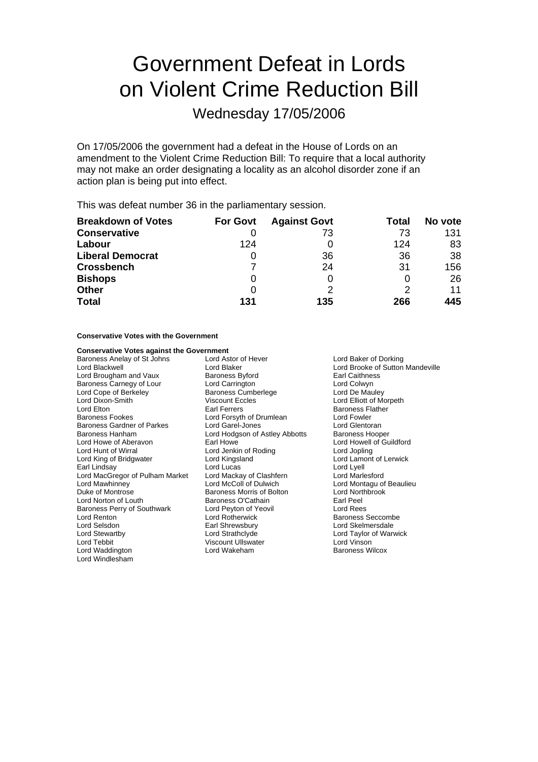# Government Defeat in Lords on Violent Crime Reduction Bill

## Wednesday 17/05/2006

On 17/05/2006 the government had a defeat in the House of Lords on an amendment to the Violent Crime Reduction Bill: To require that a local authority may not make an order designating a locality as an alcohol disorder zone if an action plan is being put into effect.

This was defeat number 36 in the parliamentary session.

| Breakdown of Votes | For Govt | Against Govt | Total | No vote |
|---|---|---|---|---|
| **Conservative** | 0 | 73 | 73 | 131 |
| **Labour** | 124 | 0 | 124 | 83 |
| **Liberal Democrat** | 0 | 36 | 36 | 38 |
| **Crossbench** | 7 | 24 | 31 | 156 |
| **Bishops** | 0 | 0 | 0 | 26 |
| **Other** | 0 | 2 | 2 | 11 |
| **Total** | **131** | **135** | **266** | **445** |

**Conservative Votes with the Government**

**Conservative Votes against the Government**

| | | |
|---|---|---|
| Baroness Anelay of St Johns | Lord Astor of Hever | Lord Baker of Dorking |
| Lord Blackwell | Lord Blaker | Lord Brooke of Sutton Mandeville |
| Lord Brougham and Vaux | Baroness Byford | Earl Caithness |
| Baroness Carnegy of Lour | Lord Carrington | Lord Colwyn |
| Lord Cope of Berkeley | Baroness Cumberlege | Lord De Mauley |
| Lord Dixon-Smith | Viscount Eccles | Lord Elliott of Morpeth |
| Lord Elton | Earl Ferrers | Baroness Flather |
| Baroness Fookes | Lord Forsyth of Drumlean | Lord Fowler |
| Baroness Gardner of Parkes | Lord Garel-Jones | Lord Glentoran |
| Baroness Hanham | Lord Hodgson of Astley Abbotts | Baroness Hooper |
| Lord Howe of Aberavon | Earl Howe | Lord Howell of Guildford |
| Lord Hunt of Wirral | Lord Jenkin of Roding | Lord Jopling |
| Lord King of Bridgwater | Lord Kingsland | Lord Lamont of Lerwick |
| Earl Lindsay | Lord Lucas | Lord Lyell |
| Lord MacGregor of Pulham Market | Lord Mackay of Clashfern | Lord Marlesford |
| Lord Mawhinney | Lord McColl of Dulwich | Lord Montagu of Beaulieu |
| Duke of Montrose | Baroness Morris of Bolton | Lord Northbrook |
| Lord Norton of Louth | Baroness O'Cathain | Earl Peel |
| Baroness Perry of Southwark | Lord Peyton of Yeovil | Lord Rees |
| Lord Renton | Lord Rotherwick | Baroness Seccombe |
| Lord Selsdon | Earl Shrewsbury | Lord Skelmersdale |
| Lord Stewartby | Lord Strathclyde | Lord Taylor of Warwick |
| Lord Tebbit | Viscount Ullswater | Lord Vinson |
| Lord Waddington | Lord Wakeham | Baroness Wilcox |
| Lord Windlesham | | |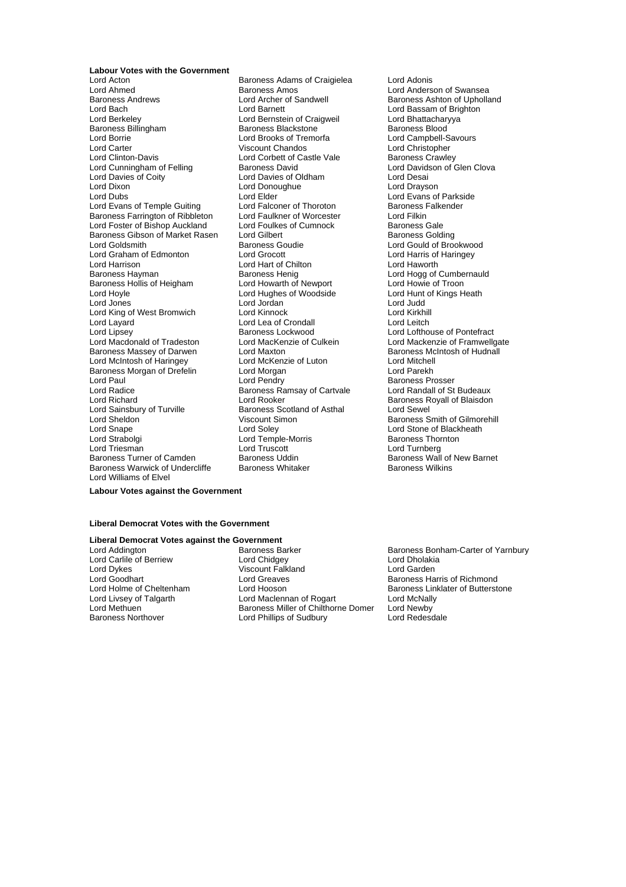**Labour Votes with the Government**

Lord Acton
Baroness Adams of Craigielea
Lord Adonis
Lord Ahmed
Baroness Amos
Lord Anderson of Swansea
Baroness Andrews
Lord Archer of Sandwell
Baroness Ashton of Upholland
Lord Bach
Lord Barnett
Lord Bassam of Brighton
Lord Berkeley
Lord Bernstein of Craigweil
Lord Bhattacharyya
Baroness Billingham
Baroness Blackstone
Baroness Blood
Lord Borrie
Lord Brooks of Tremorfa
Lord Campbell-Savours
Lord Carter
Viscount Chandos
Lord Christopher
Lord Clinton-Davis
Lord Corbett of Castle Vale
Baroness Crawley
Lord Cunningham of Felling
Baroness David
Lord Davidson of Glen Clova
Lord Davies of Coity
Lord Davies of Oldham
Lord Desai
Lord Dixon
Lord Donoughue
Lord Drayson
Lord Dubs
Lord Elder
Lord Evans of Parkside
Lord Evans of Temple Guiting
Lord Falconer of Thoroton
Baroness Falkender
Baroness Farrington of Ribbleton
Lord Faulkner of Worcester
Lord Filkin
Lord Foster of Bishop Auckland
Lord Foulkes of Cumnock
Baroness Gale
Baroness Gibson of Market Rasen
Lord Gilbert
Baroness Golding
Lord Goldsmith
Baroness Goudie
Lord Gould of Brookwood
Lord Graham of Edmonton
Lord Grocott
Lord Harris of Haringey
Lord Harrison
Lord Hart of Chilton
Lord Haworth
Baroness Hayman
Baroness Henig
Lord Hogg of Cumbernauld
Baroness Hollis of Heigham
Lord Howarth of Newport
Lord Howie of Troon
Lord Hoyle
Lord Hughes of Woodside
Lord Hunt of Kings Heath
Lord Jones
Lord Jordan
Lord Judd
Lord King of West Bromwich
Lord Kinnock
Lord Kirkhill
Lord Layard
Lord Lea of Crondall
Lord Leitch
Lord Lipsey
Baroness Lockwood
Lord Lofthouse of Pontefract
Lord Macdonald of Tradeston
Lord MacKenzie of Culkein
Lord Mackenzie of Framwellgate
Baroness Massey of Darwen
Lord Maxton
Baroness McIntosh of Hudnall
Lord McIntosh of Haringey
Lord McKenzie of Luton
Lord Mitchell
Baroness Morgan of Drefelin
Lord Morgan
Lord Parekh
Lord Paul
Lord Pendry
Baroness Prosser
Lord Radice
Baroness Ramsay of Cartvale
Lord Randall of St Budeaux
Lord Richard
Lord Rooker
Baroness Royall of Blaisdon
Lord Sainsbury of Turville
Baroness Scotland of Asthal
Lord Sewel
Lord Sheldon
Viscount Simon
Baroness Smith of Gilmorehill
Lord Snape
Lord Soley
Lord Stone of Blackheath
Lord Strabolgi
Lord Temple-Morris
Baroness Thornton
Lord Triesman
Lord Truscott
Lord Turnberg
Baroness Turner of Camden
Baroness Uddin
Baroness Wall of New Barnet
Baroness Warwick of Undercliffe
Baroness Whitaker
Baroness Wilkins
Lord Williams of Elvel

**Labour Votes against the Government**

**Liberal Democrat Votes with the Government**

**Liberal Democrat Votes against the Government**

Lord Addington
Baroness Barker
Baroness Bonham-Carter of Yarnbury
Lord Carlile of Berriew
Lord Chidgey
Lord Dholakia
Lord Dykes
Viscount Falkland
Lord Garden
Lord Goodhart
Lord Greaves
Baroness Harris of Richmond
Lord Holme of Cheltenham
Lord Hooson
Baroness Linklater of Butterstone
Lord Livsey of Talgarth
Lord Maclennan of Rogart
Lord McNally
Lord Methuen
Baroness Miller of Chilthorne Domer
Lord Newby
Baroness Northover
Lord Phillips of Sudbury
Lord Redesdale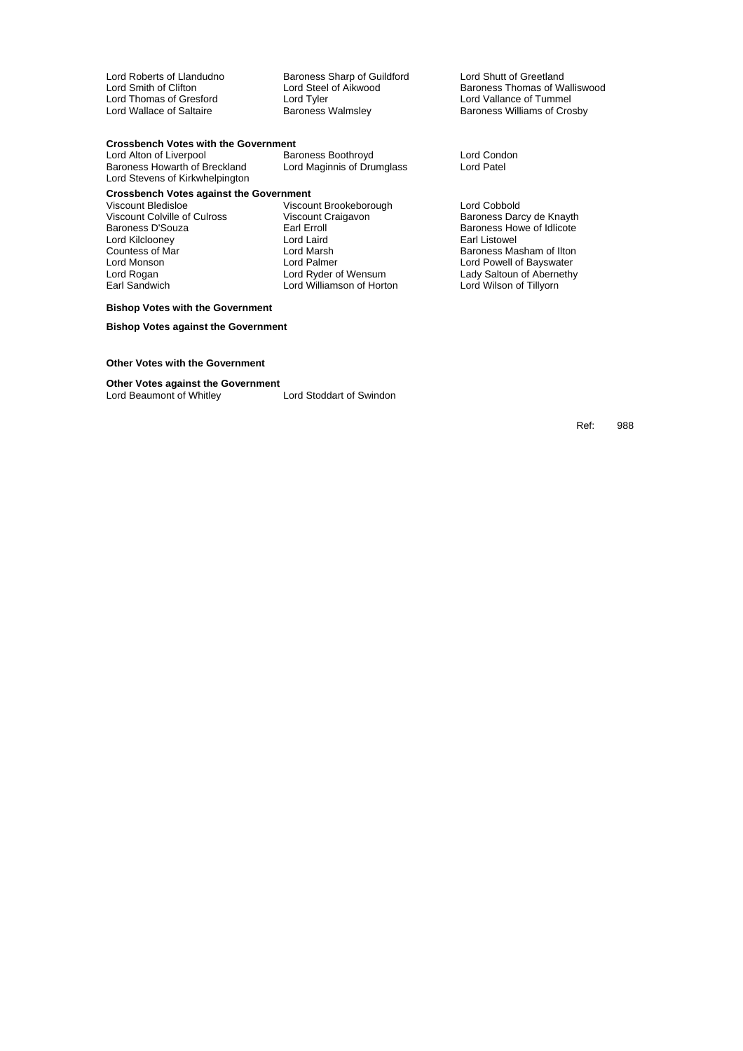Lord Roberts of Llandudno
Lord Smith of Clifton
Lord Thomas of Gresford
Lord Wallace of Saltaire
Baroness Sharp of Guildford
Lord Steel of Aikwood
Lord Tyler
Baroness Walmsley
Lord Shutt of Greetland
Baroness Thomas of Walliswood
Lord Vallance of Tummel
Baroness Williams of Crosby

**Crossbench Votes with the Government**

Lord Alton of Liverpool
Baroness Howarth of Breckland
Lord Stevens of Kirkwhelpington
Baroness Boothroyd
Lord Maginnis of Drumglass
Lord Condon
Lord Patel

**Crossbench Votes against the Government**

Viscount Bledisloe
Viscount Colville of Culross
Baroness D'Souza
Lord Kilclooney
Countess of Mar
Lord Monson
Lord Rogan
Earl Sandwich
Viscount Brookeborough
Viscount Craigavon
Earl Erroll
Lord Laird
Lord Marsh
Lord Palmer
Lord Ryder of Wensum
Lord Williamson of Horton
Lord Cobbold
Baroness Darcy de Knayth
Baroness Howe of Idlicote
Earl Listowel
Baroness Masham of Ilton
Lord Powell of Bayswater
Lady Saltoun of Abernethy
Lord Wilson of Tillyorn

**Bishop Votes with the Government**

**Bishop Votes against the Government**

**Other Votes with the Government**

**Other Votes against the Government**

Lord Beaumont of Whitley
Lord Stoddart of Swindon

Ref: 988